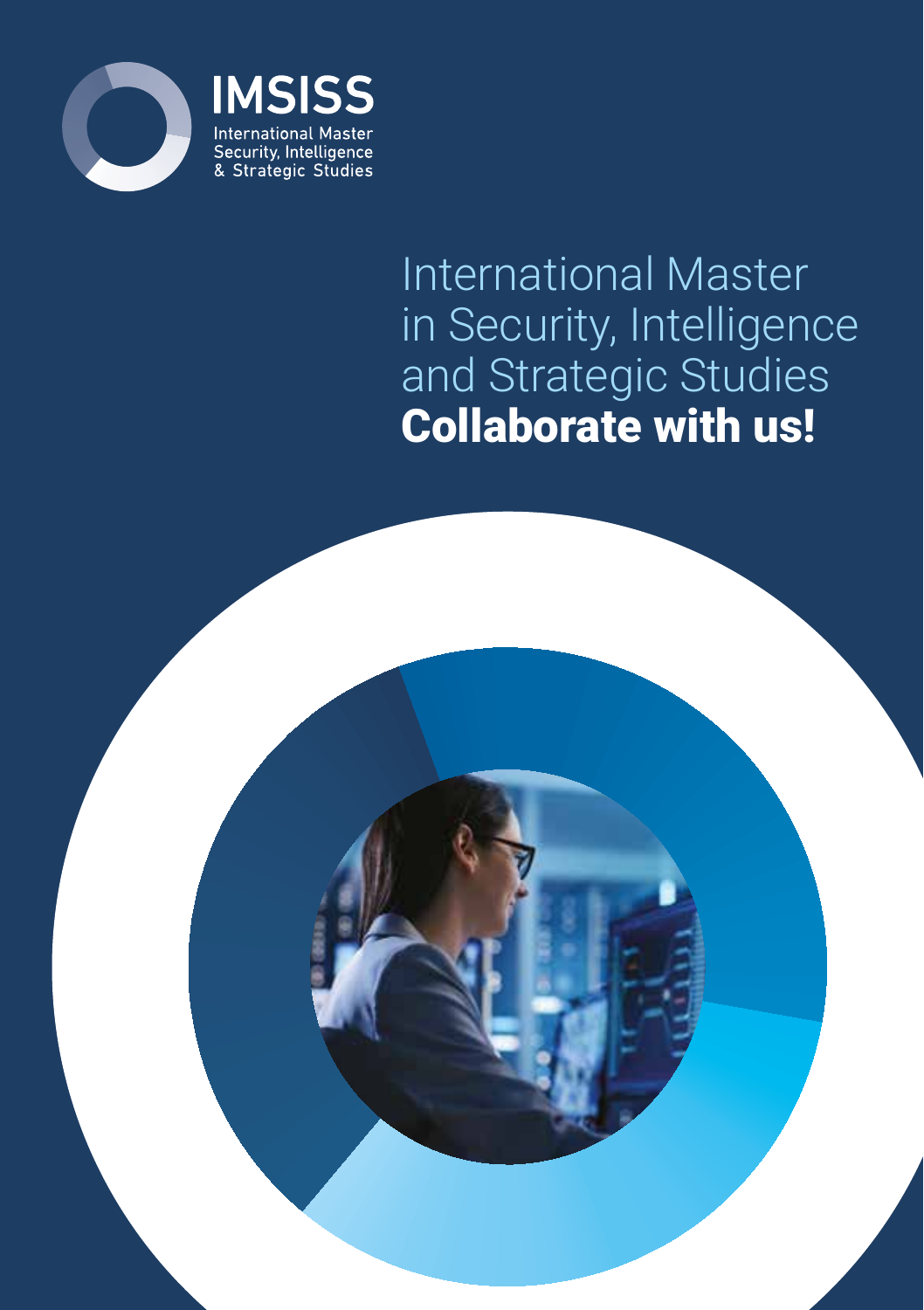IMSISS

International Master
Security, Intelligence
& Strategic Studies

# International Master in Security, Intelligence and Strategic Studies

**Collaborate with us!**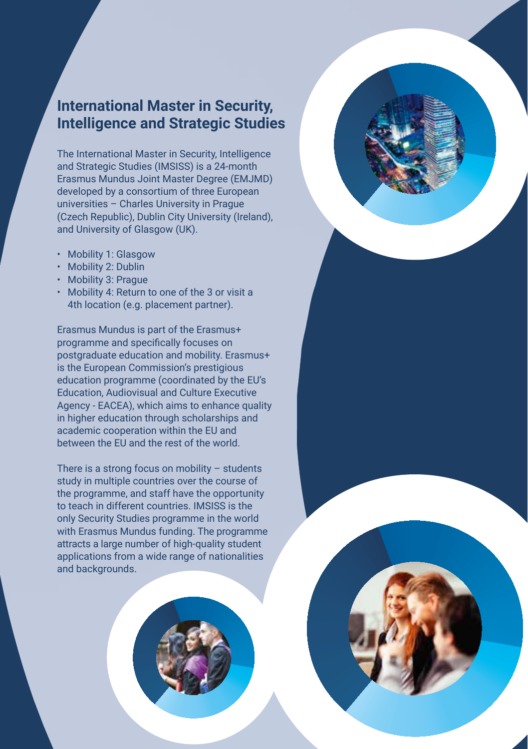## International Master in Security, Intelligence and Strategic Studies

The International Master in Security, Intelligence and Strategic Studies (IMSISS) is a 24-month Erasmus Mundus Joint Master Degree (EMJMD) developed by a consortium of three European universities – Charles University in Prague (Czech Republic), Dublin City University (Ireland), and University of Glasgow (UK).

- Mobility 1: Glasgow
- Mobility 2: Dublin
- Mobility 3: Prague
- Mobility 4: Return to one of the 3 or visit a 4th location (e.g. placement partner).

Erasmus Mundus is part of the Erasmus+ programme and specifically focuses on postgraduate education and mobility. Erasmus+ is the European Commission's prestigious education programme (coordinated by the EU's Education, Audiovisual and Culture Executive Agency - EACEA), which aims to enhance quality in higher education through scholarships and academic cooperation within the EU and between the EU and the rest of the world.

There is a strong focus on mobility – students study in multiple countries over the course of the programme, and staff have the opportunity to teach in different countries. IMSISS is the only Security Studies programme in the world with Erasmus Mundus funding. The programme attracts a large number of high-quality student applications from a wide range of nationalities and backgrounds.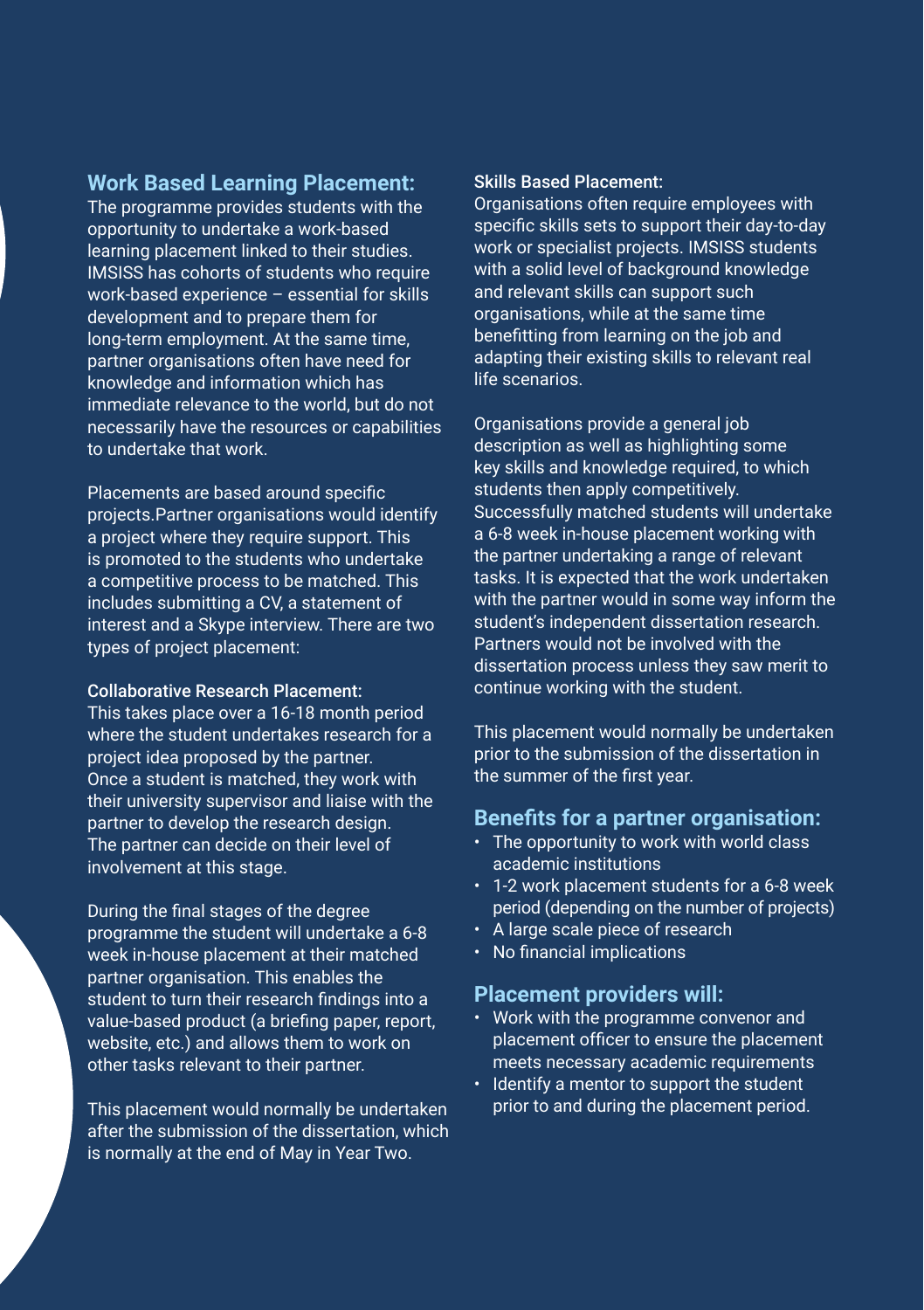## Work Based Learning Placement:

The programme provides students with the opportunity to undertake a work-based learning placement linked to their studies. IMSISS has cohorts of students who require work-based experience – essential for skills development and to prepare them for long-term employment. At the same time, partner organisations often have need for knowledge and information which has immediate relevance to the world, but do not necessarily have the resources or capabilities to undertake that work.

Placements are based around specific projects.Partner organisations would identify a project where they require support. This is promoted to the students who undertake a competitive process to be matched. This includes submitting a CV, a statement of interest and a Skype interview. There are two types of project placement:

### Collaborative Research Placement:

This takes place over a 16-18 month period where the student undertakes research for a project idea proposed by the partner. Once a student is matched, they work with their university supervisor and liaise with the partner to develop the research design. The partner can decide on their level of involvement at this stage.

During the final stages of the degree programme the student will undertake a 6-8 week in-house placement at their matched partner organisation. This enables the student to turn their research findings into a value-based product (a briefing paper, report, website, etc.) and allows them to work on other tasks relevant to their partner.

This placement would normally be undertaken after the submission of the dissertation, which is normally at the end of May in Year Two.

### Skills Based Placement:

Organisations often require employees with specific skills sets to support their day-to-day work or specialist projects. IMSISS students with a solid level of background knowledge and relevant skills can support such organisations, while at the same time benefitting from learning on the job and adapting their existing skills to relevant real life scenarios.

Organisations provide a general job description as well as highlighting some key skills and knowledge required, to which students then apply competitively. Successfully matched students will undertake a 6-8 week in-house placement working with the partner undertaking a range of relevant tasks. It is expected that the work undertaken with the partner would in some way inform the student's independent dissertation research. Partners would not be involved with the dissertation process unless they saw merit to continue working with the student.

This placement would normally be undertaken prior to the submission of the dissertation in the summer of the first year.

## Benefits for a partner organisation:

- The opportunity to work with world class academic institutions
- 1-2 work placement students for a 6-8 week period (depending on the number of projects)
- A large scale piece of research
- No financial implications

## Placement providers will:

- Work with the programme convenor and placement officer to ensure the placement meets necessary academic requirements
- Identify a mentor to support the student prior to and during the placement period.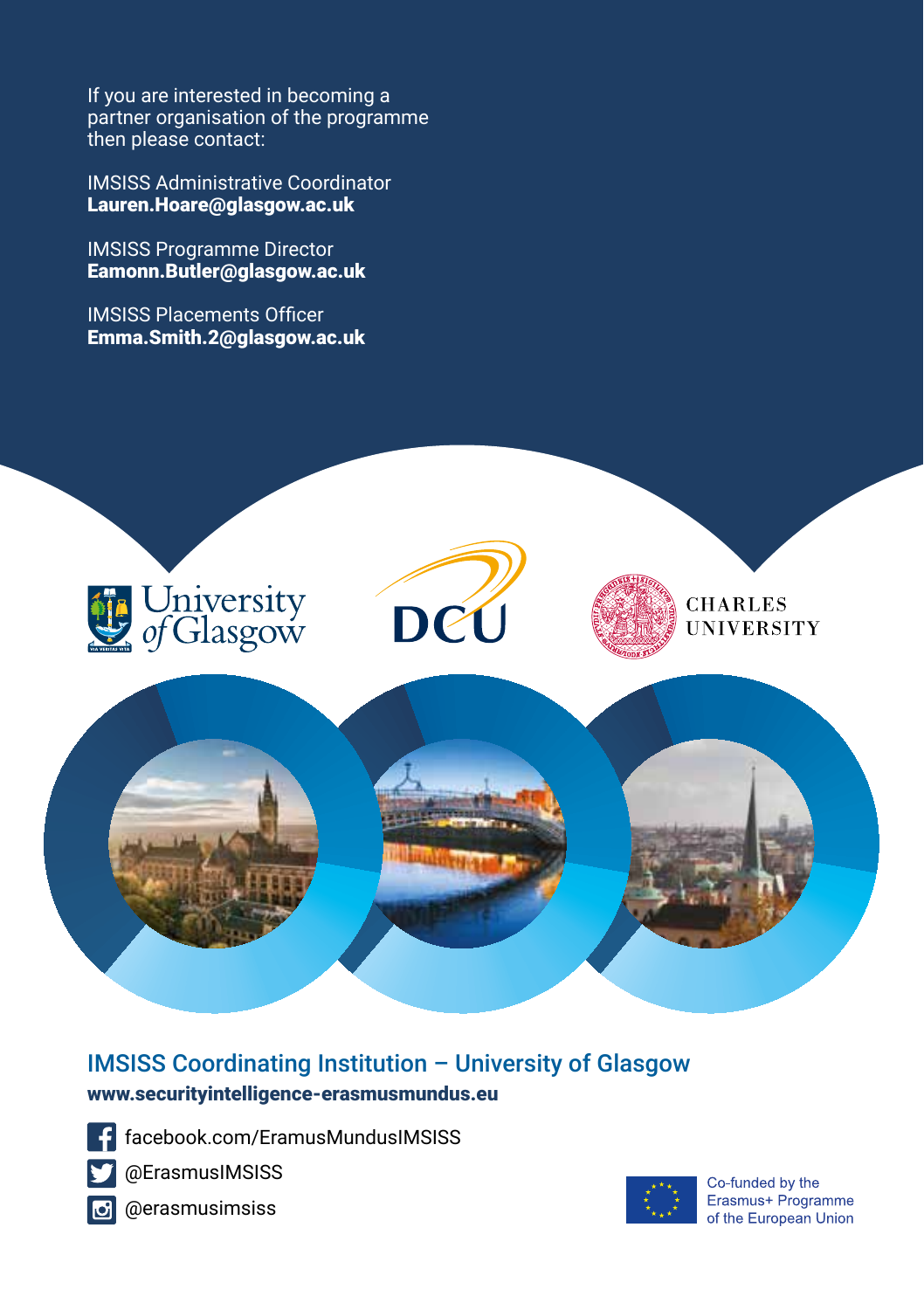If you are interested in becoming a partner organisation of the programme then please contact:

IMSISS Administrative Coordinator
**Lauren.Hoare@glasgow.ac.uk**

IMSISS Programme Director
**Eamonn.Butler@glasgow.ac.uk**

IMSISS Placements Officer
**Emma.Smith.2@glasgow.ac.uk**

University of Glasgow

DCU

CHARLES UNIVERSITY

## IMSISS Coordinating Institution – University of Glasgow

**www.securityintelligence-erasmusmundus.eu**

facebook.com/EramusMundusIMSISS

@ErasmusIMSISS

@erasmusimsiss

Co-funded by the Erasmus+ Programme of the European Union